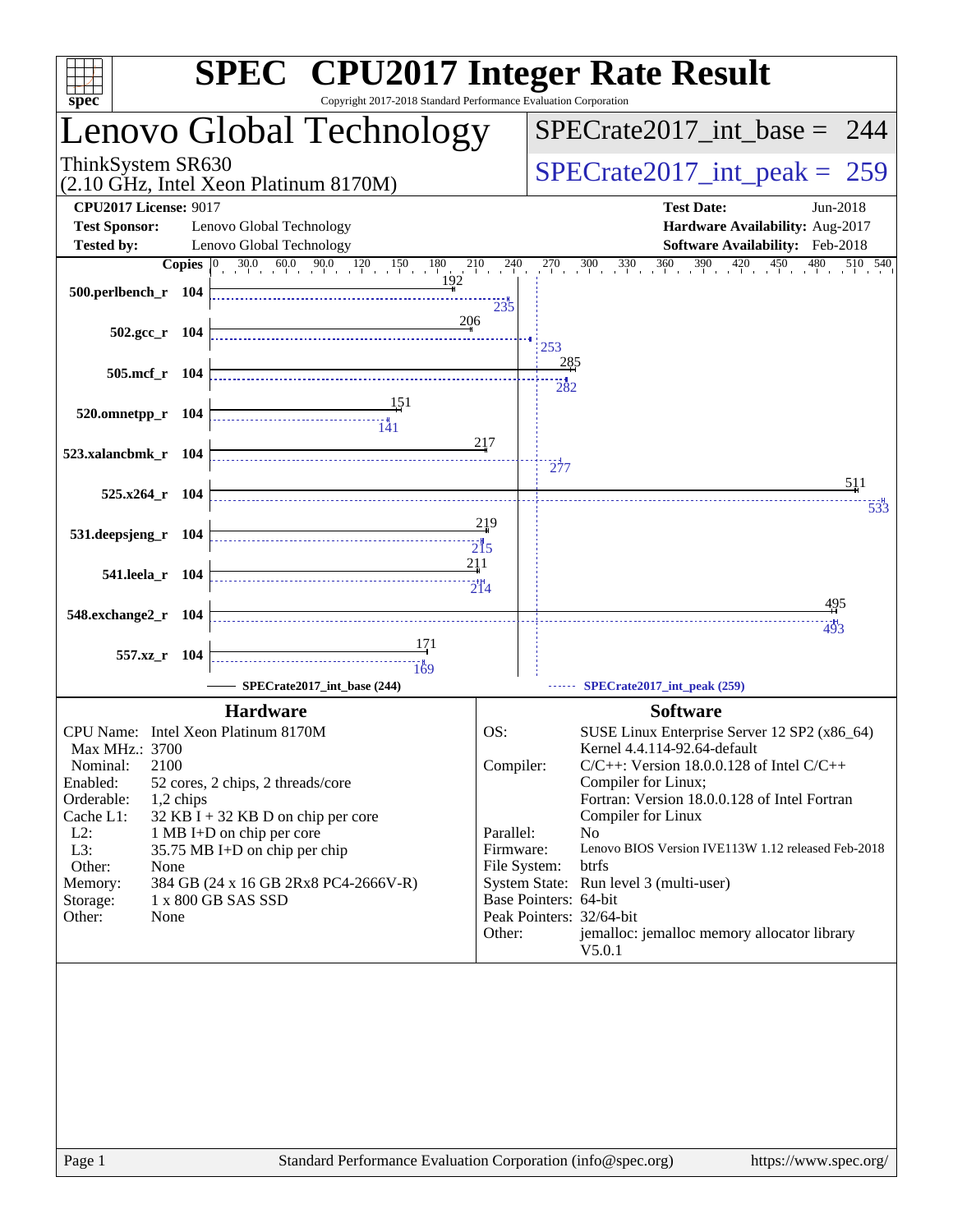# SPEC CPU2017 Integer Rate Result

Copyright 2017-2018 Standard Performance Evaluation Corporation

## Lenovo Global Technology

ThinkSystem SR630
(2.10 GHz, Intel Xeon Platinum 8170M)

SPECrate2017_int_base = 244

SPECrate2017_int_peak = 259

**CPU2017 License:** 9017
**Test Sponsor:** Lenovo Global Technology
**Tested by:** Lenovo Global Technology

**Test Date:** Jun-2018
**Hardware Availability:** Aug-2017
**Software Availability:** Feb-2018

| Benchmark | Copies | SPECrate2017_int_base (244) | SPECrate2017_int_peak (259) |
|---|---|---|---|
| 500.perlbench_r | 104 | 192 | 235 |
| 502.gcc_r | 104 | 206 | 253 |
| 505.mcf_r | 104 | 285 | 282 |
| 520.omnetpp_r | 104 | 151 | 141 |
| 523.xalancbmk_r | 104 | 217 | 277 |
| 525.x264_r | 104 | 511 | 533 |
| 531.deepsjeng_r | 104 | 219 | 215 |
| 541.leela_r | 104 | 211 | 214 |
| 548.exchange2_r | 104 | 495 | 493 |
| 557.xz_r | 104 | 171 | 169 |

### Hardware

| | |
|---|---|
| CPU Name: | Intel Xeon Platinum 8170M |
| Max MHz.: | 3700 |
| Nominal: | 2100 |
| Enabled: | 52 cores, 2 chips, 2 threads/core |
| Orderable: | 1,2 chips |
| Cache L1: | 32 KB I + 32 KB D on chip per core |
| L2: | 1 MB I+D on chip per core |
| L3: | 35.75 MB I+D on chip per chip |
| Other: | None |
| Memory: | 384 GB (24 x 16 GB 2Rx8 PC4-2666V-R) |
| Storage: | 1 x 800 GB SAS SSD |
| Other: | None |

### Software

| | |
|---|---|
| OS: | SUSE Linux Enterprise Server 12 SP2 (x86_64) Kernel 4.4.114-92.64-default |
| Compiler: | C/C++: Version 18.0.0.128 of Intel C/C++ Compiler for Linux; Fortran: Version 18.0.0.128 of Intel Fortran Compiler for Linux |
| Parallel: | No |
| Firmware: | Lenovo BIOS Version IVE113W 1.12 released Feb-2018 |
| File System: | btrfs |
| System State: | Run level 3 (multi-user) |
| Base Pointers: | 64-bit |
| Peak Pointers: | 32/64-bit |
| Other: | jemalloc: jemalloc memory allocator library V5.0.1 |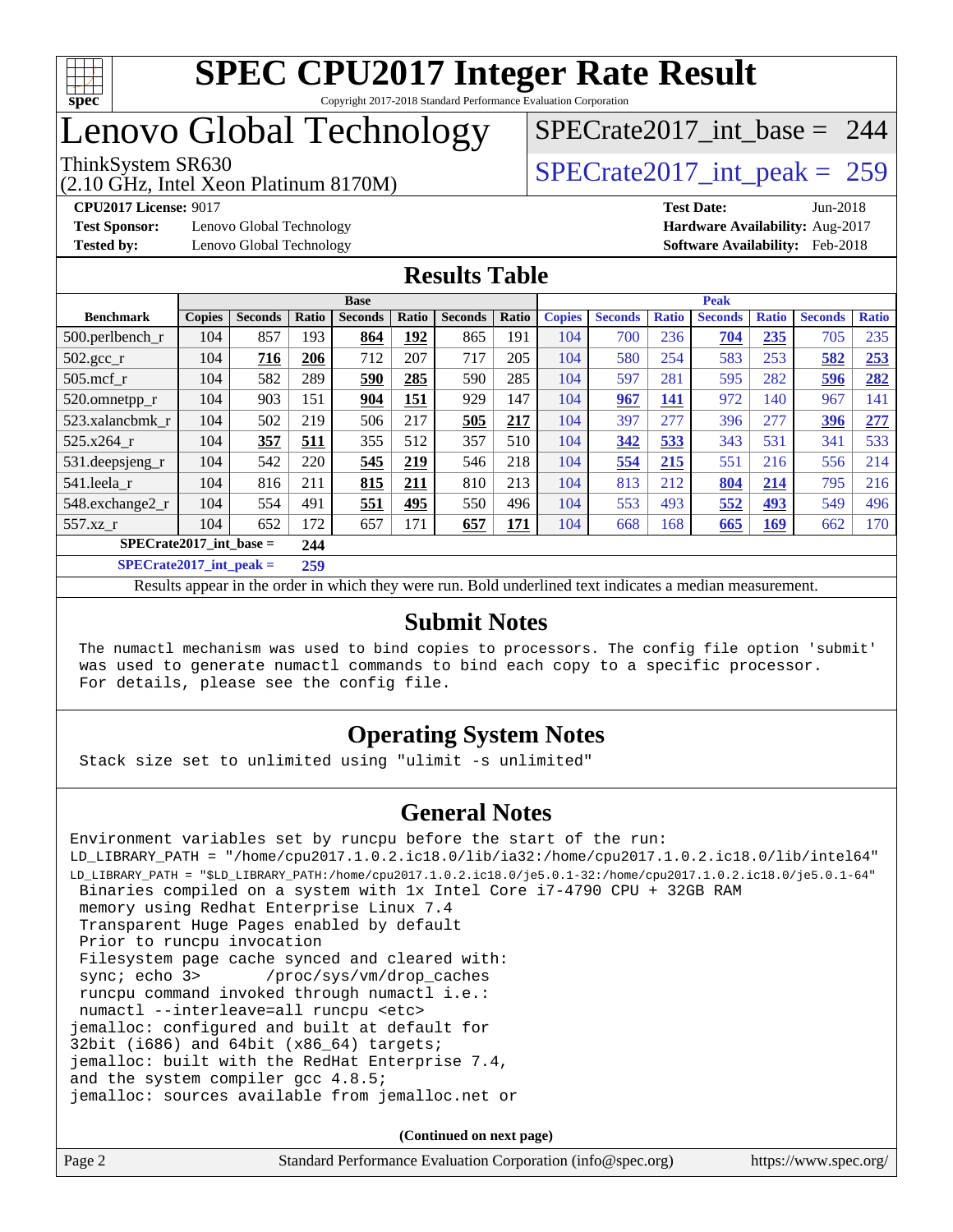# SPEC CPU2017 Integer Rate Result

Copyright 2017-2018 Standard Performance Evaluation Corporation

# Lenovo Global Technology

ThinkSystem SR630
(2.10 GHz, Intel Xeon Platinum 8170M)

SPECrate2017_int_base = 244

SPECrate2017_int_peak = 259

**CPU2017 License:** 9017
**Test Sponsor:** Lenovo Global Technology
**Tested by:** Lenovo Global Technology

**Test Date:** Jun-2018
**Hardware Availability:** Aug-2017
**Software Availability:** Feb-2018

## Results Table

| | Base | | | | | | | Peak | | | | | | |
|---|---|---|---|---|---|---|---|---|---|---|---|---|---|---|
| **Benchmark** | **Copies** | **Seconds** | **Ratio** | **Seconds** | **Ratio** | **Seconds** | **Ratio** | **Copies** | **Seconds** | **Ratio** | **Seconds** | **Ratio** | **Seconds** | **Ratio** |
| 500.perlbench_r | 104 | 857 | 193 | **864** | **192** | 865 | 191 | 104 | 700 | 236 | **704** | **235** | 705 | 235 |
| 502.gcc_r | 104 | **716** | **206** | 712 | 207 | 717 | 205 | 104 | 580 | 254 | 583 | 253 | **582** | **253** |
| 505.mcf_r | 104 | 582 | 289 | **590** | **285** | 590 | 285 | 104 | 597 | 281 | 595 | 282 | **596** | **282** |
| 520.omnetpp_r | 104 | 903 | 151 | **904** | **151** | 929 | 147 | 104 | **967** | **141** | 972 | 140 | 967 | 141 |
| 523.xalancbmk_r | 104 | 502 | 219 | 506 | 217 | **505** | **217** | 104 | 397 | 277 | 396 | 277 | **396** | **277** |
| 525.x264_r | 104 | **357** | **511** | 355 | 512 | 357 | 510 | 104 | **342** | **533** | 343 | 531 | 341 | 533 |
| 531.deepsjeng_r | 104 | 542 | 220 | **545** | **219** | 546 | 218 | 104 | **554** | **215** | 551 | 216 | 556 | 214 |
| 541.leela_r | 104 | 816 | 211 | **815** | **211** | 810 | 213 | 104 | 813 | 212 | **804** | **214** | 795 | 216 |
| 548.exchange2_r | 104 | 554 | 491 | **551** | **495** | 550 | 496 | 104 | 553 | 493 | **552** | **493** | 549 | 496 |
| 557.xz_r | 104 | 652 | 172 | 657 | 171 | **657** | **171** | 104 | 668 | 168 | **665** | **169** | 662 | 170 |

**SPECrate2017_int_base = 244**

**SPECrate2017_int_peak = 259**

Results appear in the order in which they were run. Bold underlined text indicates a median measurement.

## Submit Notes

```
The numactl mechanism was used to bind copies to processors. The config file option 'submit'
was used to generate numactl commands to bind each copy to a specific processor.
For details, please see the config file.
```

## Operating System Notes

```
Stack size set to unlimited using "ulimit -s unlimited"
```

## General Notes

```
Environment variables set by runcpu before the start of the run:
LD_LIBRARY_PATH = "/home/cpu2017.1.0.2.ic18.0/lib/ia32:/home/cpu2017.1.0.2.ic18.0/lib/intel64"
LD_LIBRARY_PATH = "$LD_LIBRARY_PATH:/home/cpu2017.1.0.2.ic18.0/je5.0.1-32:/home/cpu2017.1.0.2.ic18.0/je5.0.1-64"
 Binaries compiled on a system with 1x Intel Core i7-4790 CPU + 32GB RAM
 memory using Redhat Enterprise Linux 7.4
 Transparent Huge Pages enabled by default
 Prior to runcpu invocation
 Filesystem page cache synced and cleared with:
 sync; echo 3>       /proc/sys/vm/drop_caches
 runcpu command invoked through numactl i.e.:
 numactl --interleave=all runcpu <etc>
jemalloc: configured and built at default for
32bit (i686) and 64bit (x86_64) targets;
jemalloc: built with the RedHat Enterprise 7.4,
and the system compiler gcc 4.8.5;
jemalloc: sources available from jemalloc.net or
```

**(Continued on next page)**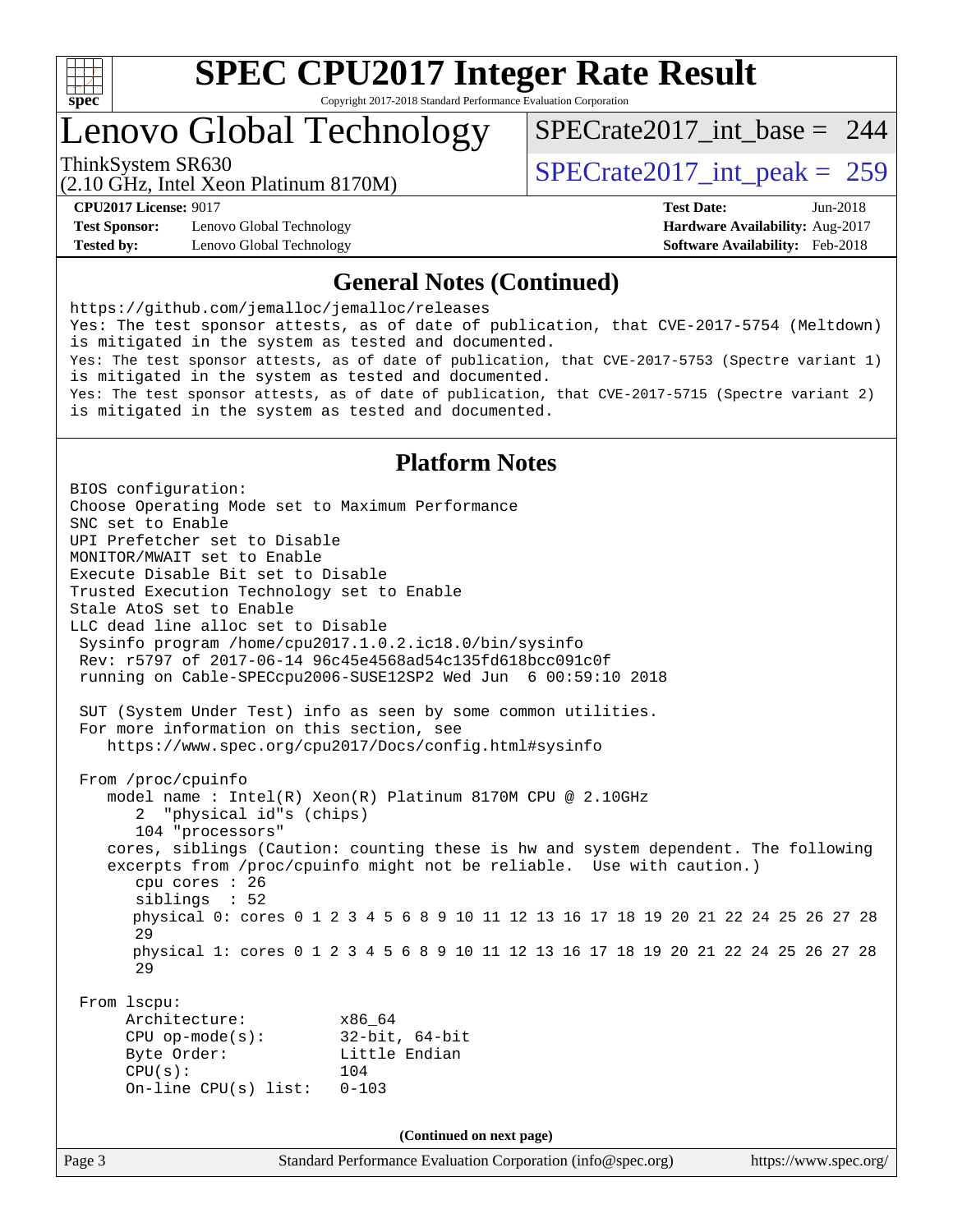# SPEC CPU2017 Integer Rate Result

Copyright 2017-2018 Standard Performance Evaluation Corporation

## Lenovo Global Technology

ThinkSystem SR630
(2.10 GHz, Intel Xeon Platinum 8170M)

SPECrate2017_int_base = 244

SPECrate2017_int_peak = 259

**CPU2017 License:** 9017
**Test Sponsor:** Lenovo Global Technology
**Tested by:** Lenovo Global Technology

**Test Date:** Jun-2018
**Hardware Availability:** Aug-2017
**Software Availability:** Feb-2018

### General Notes (Continued)

```
https://github.com/jemalloc/jemalloc/releases
Yes: The test sponsor attests, as of date of publication, that CVE-2017-5754 (Meltdown)
is mitigated in the system as tested and documented.
Yes: The test sponsor attests, as of date of publication, that CVE-2017-5753 (Spectre variant 1)
is mitigated in the system as tested and documented.
Yes: The test sponsor attests, as of date of publication, that CVE-2017-5715 (Spectre variant 2)
is mitigated in the system as tested and documented.
```

### Platform Notes

```
BIOS configuration:
Choose Operating Mode set to Maximum Performance
SNC set to Enable
UPI Prefetcher set to Disable
MONITOR/MWAIT set to Enable
Execute Disable Bit set to Disable
Trusted Execution Technology set to Enable
Stale AtoS set to Enable
LLC dead line alloc set to Disable
 Sysinfo program /home/cpu2017.1.0.2.ic18.0/bin/sysinfo
 Rev: r5797 of 2017-06-14 96c45e4568ad54c135fd618bcc091c0f
 running on Cable-SPECcpu2006-SUSE12SP2 Wed Jun  6 00:59:10 2018

 SUT (System Under Test) info as seen by some common utilities.
 For more information on this section, see
    https://www.spec.org/cpu2017/Docs/config.html#sysinfo

 From /proc/cpuinfo
    model name : Intel(R) Xeon(R) Platinum 8170M CPU @ 2.10GHz
       2  "physical id"s (chips)
       104 "processors"
    cores, siblings (Caution: counting these is hw and system dependent. The following
    excerpts from /proc/cpuinfo might not be reliable.  Use with caution.)
       cpu cores : 26
       siblings  : 52
       physical 0: cores 0 1 2 3 4 5 6 8 9 10 11 12 13 16 17 18 19 20 21 22 24 25 26 27 28
       29
       physical 1: cores 0 1 2 3 4 5 6 8 9 10 11 12 13 16 17 18 19 20 21 22 24 25 26 27 28
       29

 From lscpu:
      Architecture:          x86_64
      CPU op-mode(s):        32-bit, 64-bit
      Byte Order:            Little Endian
      CPU(s):                104
      On-line CPU(s) list:   0-103
```

(Continued on next page)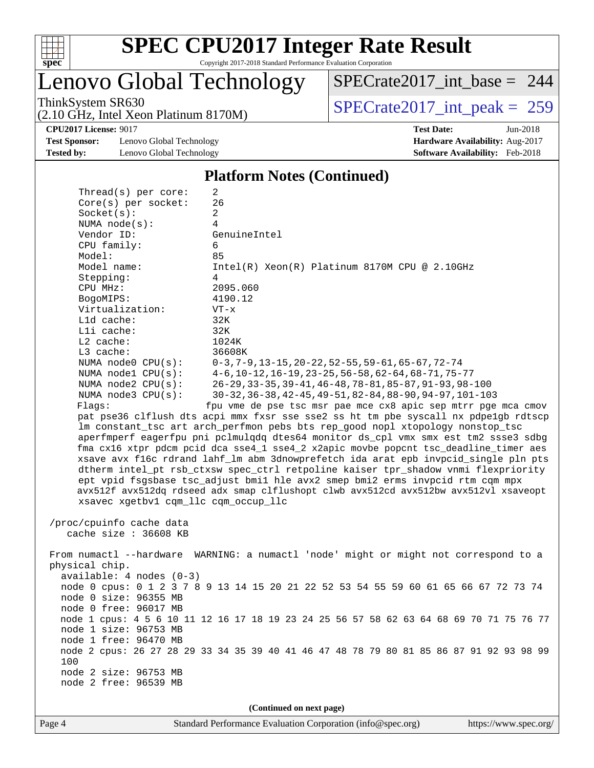## Platform Notes (Continued)

```
    Thread(s) per core:    2
    Core(s) per socket:    26
    Socket(s):             2
    NUMA node(s):          4
    Vendor ID:             GenuineIntel
    CPU family:            6
    Model:                 85
    Model name:            Intel(R) Xeon(R) Platinum 8170M CPU @ 2.10GHz
    Stepping:              4
    CPU MHz:               2095.060
    BogoMIPS:              4190.12
    Virtualization:        VT-x
    L1d cache:             32K
    L1i cache:             32K
    L2 cache:              1024K
    L3 cache:              36608K
    NUMA node0 CPU(s):     0-3,7-9,13-15,20-22,52-55,59-61,65-67,72-74
    NUMA node1 CPU(s):     4-6,10-12,16-19,23-25,56-58,62-64,68-71,75-77
    NUMA node2 CPU(s):     26-29,33-35,39-41,46-48,78-81,85-87,91-93,98-100
    NUMA node3 CPU(s):     30-32,36-38,42-45,49-51,82-84,88-90,94-97,101-103
    Flags:                 fpu vme de pse tsc msr pae mce cx8 apic sep mtrr pge mca cmov
    pat pse36 clflush dts acpi mmx fxsr sse sse2 ss ht tm pbe syscall nx pdpe1gb rdtscp
    lm constant_tsc art arch_perfmon pebs bts rep_good nopl xtopology nonstop_tsc
    aperfmperf eagerfpu pni pclmulqdq dtes64 monitor ds_cpl vmx smx est tm2 ssse3 sdbg
    fma cx16 xtpr pdcm pcid dca sse4_1 sse4_2 x2apic movbe popcnt tsc_deadline_timer aes
    xsave avx f16c rdrand lahf_lm abm 3dnowprefetch ida arat epb invpcid_single pln pts
    dtherm intel_pt rsb_ctxsw spec_ctrl retpoline kaiser tpr_shadow vnmi flexpriority
    ept vpid fsgsbase tsc_adjust bmi1 hle avx2 smep bmi2 erms invpcid rtm cqm mpx
    avx512f avx512dq rdseed adx smap clflushopt clwb avx512cd avx512bw avx512vl xsaveopt
    xsavec xgetbv1 cqm_llc cqm_occup_llc

 /proc/cpuinfo cache data
    cache size : 36608 KB

 From numactl --hardware  WARNING: a numactl 'node' might or might not correspond to a
 physical chip.
   available: 4 nodes (0-3)
   node 0 cpus: 0 1 2 3 7 8 9 13 14 15 20 21 22 52 53 54 55 59 60 61 65 66 67 72 73 74
   node 0 size: 96355 MB
   node 0 free: 96017 MB
   node 1 cpus: 4 5 6 10 11 12 16 17 18 19 23 24 25 56 57 58 62 63 64 68 69 70 71 75 76 77
   node 1 size: 96753 MB
   node 1 free: 96470 MB
   node 2 cpus: 26 27 28 29 33 34 35 39 40 41 46 47 48 78 79 80 81 85 86 87 91 92 93 98 99
   100
   node 2 size: 96753 MB
   node 2 free: 96539 MB
```

(Continued on next page)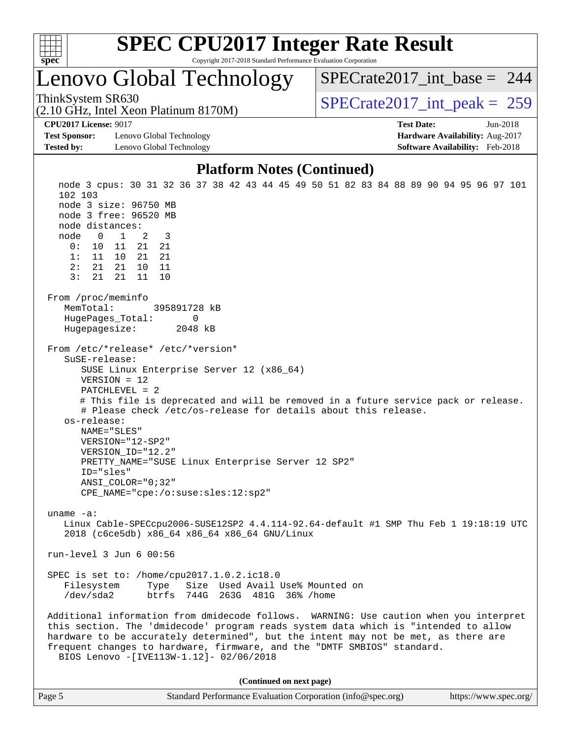# SPEC CPU2017 Integer Rate Result

Copyright 2017-2018 Standard Performance Evaluation Corporation

## Lenovo Global Technology

ThinkSystem SR630
(2.10 GHz, Intel Xeon Platinum 8170M)

SPECrate2017_int_base = 244

SPECrate2017_int_peak = 259

**CPU2017 License:** 9017
**Test Sponsor:** Lenovo Global Technology
**Tested by:** Lenovo Global Technology

**Test Date:** Jun-2018
**Hardware Availability:** Aug-2017
**Software Availability:** Feb-2018

### Platform Notes (Continued)

```
    node 3 cpus: 30 31 32 36 37 38 42 43 44 45 49 50 51 82 83 84 88 89 90 94 95 96 97 101
    102 103
    node 3 size: 96750 MB
    node 3 free: 96520 MB
    node distances:
    node   0   1   2   3
      0:  10  11  21  21
      1:  11  10  21  21
      2:  21  21  10  11
      3:  21  21  11  10

 From /proc/meminfo
    MemTotal:       395891728 kB
    HugePages_Total:       0
    Hugepagesize:       2048 kB

 From /etc/*release* /etc/*version*
    SuSE-release:
       SUSE Linux Enterprise Server 12 (x86_64)
       VERSION = 12
       PATCHLEVEL = 2
       # This file is deprecated and will be removed in a future service pack or release.
       # Please check /etc/os-release for details about this release.
    os-release:
       NAME="SLES"
       VERSION="12-SP2"
       VERSION_ID="12.2"
       PRETTY_NAME="SUSE Linux Enterprise Server 12 SP2"
       ID="sles"
       ANSI_COLOR="0;32"
       CPE_NAME="cpe:/o:suse:sles:12:sp2"

 uname -a:
    Linux Cable-SPECcpu2006-SUSE12SP2 4.4.114-92.64-default #1 SMP Thu Feb 1 19:18:19 UTC
    2018 (c6ce5db) x86_64 x86_64 x86_64 GNU/Linux

 run-level 3 Jun 6 00:56

 SPEC is set to: /home/cpu2017.1.0.2.ic18.0
    Filesystem     Type   Size  Used Avail Use% Mounted on
    /dev/sda2      btrfs  744G  263G  481G  36% /home

 Additional information from dmidecode follows.  WARNING: Use caution when you interpret
 this section. The 'dmidecode' program reads system data which is "intended to allow
 hardware to be accurately determined", but the intent may not be met, as there are
 frequent changes to hardware, firmware, and the "DMTF SMBIOS" standard.
    BIOS Lenovo -[IVE113W-1.12]- 02/06/2018
```

**(Continued on next page)**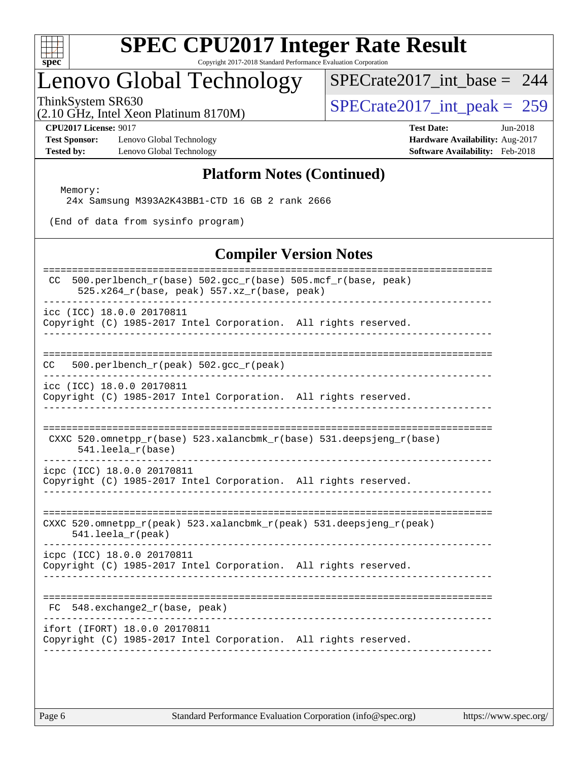# SPEC CPU2017 Integer Rate Result

Copyright 2017-2018 Standard Performance Evaluation Corporation

## Lenovo Global Technology

ThinkSystem SR630
(2.10 GHz, Intel Xeon Platinum 8170M)

SPECrate2017_int_base = 244

SPECrate2017_int_peak = 259

**CPU2017 License:** 9017
**Test Sponsor:** Lenovo Global Technology
**Tested by:** Lenovo Global Technology

**Test Date:** Jun-2018
**Hardware Availability:** Aug-2017
**Software Availability:** Feb-2018

### Platform Notes (Continued)

```
   Memory:
     24x Samsung M393A2K43BB1-CTD 16 GB 2 rank 2666

 (End of data from sysinfo program)
```

### Compiler Version Notes

```
==============================================================================
 CC  500.perlbench_r(base) 502.gcc_r(base) 505.mcf_r(base, peak)
      525.x264_r(base, peak) 557.xz_r(base, peak)
------------------------------------------------------------------------------
icc (ICC) 18.0.0 20170811
Copyright (C) 1985-2017 Intel Corporation.  All rights reserved.
------------------------------------------------------------------------------

==============================================================================
CC   500.perlbench_r(peak) 502.gcc_r(peak)
------------------------------------------------------------------------------
icc (ICC) 18.0.0 20170811
Copyright (C) 1985-2017 Intel Corporation.  All rights reserved.
------------------------------------------------------------------------------

==============================================================================
 CXXC 520.omnetpp_r(base) 523.xalancbmk_r(base) 531.deepsjeng_r(base)
      541.leela_r(base)
------------------------------------------------------------------------------
icpc (ICC) 18.0.0 20170811
Copyright (C) 1985-2017 Intel Corporation.  All rights reserved.
------------------------------------------------------------------------------

==============================================================================
CXXC 520.omnetpp_r(peak) 523.xalancbmk_r(peak) 531.deepsjeng_r(peak)
     541.leela_r(peak)
------------------------------------------------------------------------------
icpc (ICC) 18.0.0 20170811
Copyright (C) 1985-2017 Intel Corporation.  All rights reserved.
------------------------------------------------------------------------------

==============================================================================
 FC  548.exchange2_r(base, peak)
------------------------------------------------------------------------------
ifort (IFORT) 18.0.0 20170811
Copyright (C) 1985-2017 Intel Corporation.  All rights reserved.
------------------------------------------------------------------------------
```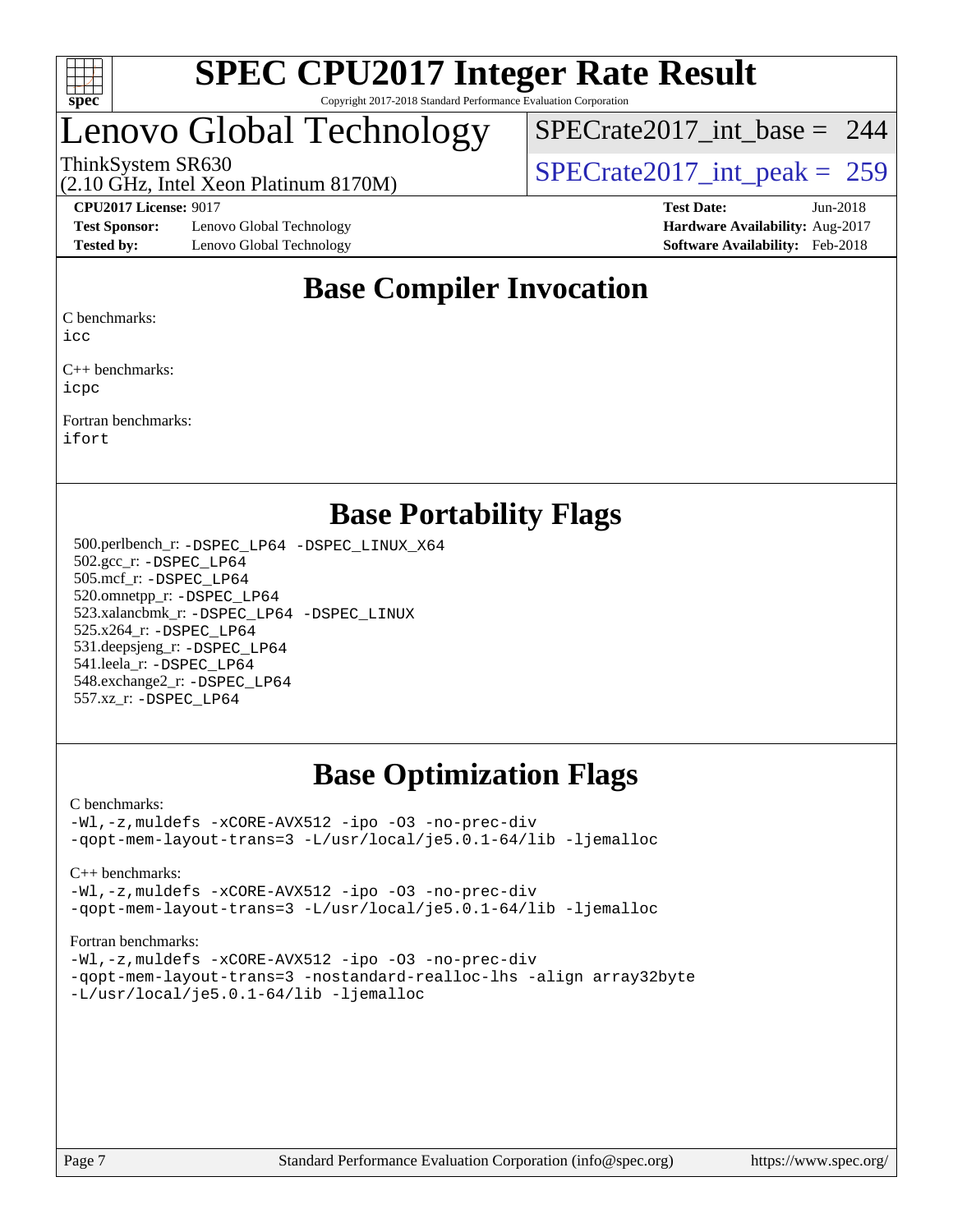# SPEC CPU2017 Integer Rate Result

Copyright 2017-2018 Standard Performance Evaluation Corporation

## Lenovo Global Technology

ThinkSystem SR630
(2.10 GHz, Intel Xeon Platinum 8170M)

SPECrate2017_int_base = 244

SPECrate2017_int_peak = 259

**CPU2017 License:** 9017
**Test Sponsor:** Lenovo Global Technology
**Tested by:** Lenovo Global Technology

**Test Date:** Jun-2018
**Hardware Availability:** Aug-2017
**Software Availability:** Feb-2018

## Base Compiler Invocation

C benchmarks:
icc

C++ benchmarks:
icpc

Fortran benchmarks:
ifort

## Base Portability Flags

500.perlbench_r: -DSPEC_LP64 -DSPEC_LINUX_X64
502.gcc_r: -DSPEC_LP64
505.mcf_r: -DSPEC_LP64
520.omnetpp_r: -DSPEC_LP64
523.xalancbmk_r: -DSPEC_LP64 -DSPEC_LINUX
525.x264_r: -DSPEC_LP64
531.deepsjeng_r: -DSPEC_LP64
541.leela_r: -DSPEC_LP64
548.exchange2_r: -DSPEC_LP64
557.xz_r: -DSPEC_LP64

## Base Optimization Flags

C benchmarks:
-Wl,-z,muldefs -xCORE-AVX512 -ipo -O3 -no-prec-div
-qopt-mem-layout-trans=3 -L/usr/local/je5.0.1-64/lib -ljemalloc

C++ benchmarks:
-Wl,-z,muldefs -xCORE-AVX512 -ipo -O3 -no-prec-div
-qopt-mem-layout-trans=3 -L/usr/local/je5.0.1-64/lib -ljemalloc

Fortran benchmarks:
-Wl,-z,muldefs -xCORE-AVX512 -ipo -O3 -no-prec-div
-qopt-mem-layout-trans=3 -nostandard-realloc-lhs -align array32byte
-L/usr/local/je5.0.1-64/lib -ljemalloc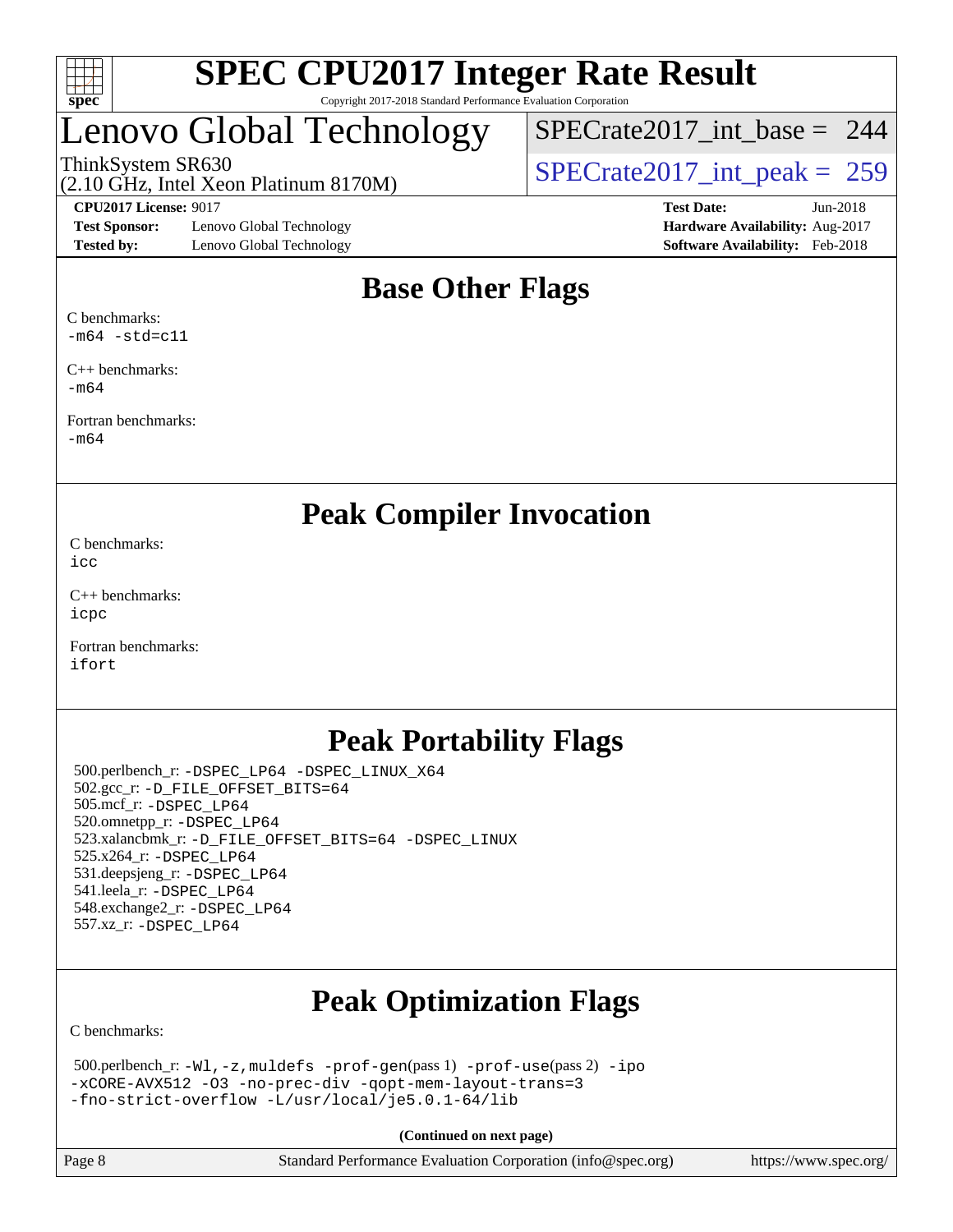# SPEC CPU2017 Integer Rate Result

Copyright 2017-2018 Standard Performance Evaluation Corporation

## Lenovo Global Technology

ThinkSystem SR630
(2.10 GHz, Intel Xeon Platinum 8170M)

SPECrate2017_int_base = 244

SPECrate2017_int_peak = 259

**CPU2017 License:** 9017
**Test Sponsor:** Lenovo Global Technology
**Tested by:** Lenovo Global Technology

**Test Date:** Jun-2018
**Hardware Availability:** Aug-2017
**Software Availability:** Feb-2018

## Base Other Flags

C benchmarks:
`-m64 -std=c11`

C++ benchmarks:
`-m64`

Fortran benchmarks:
`-m64`

## Peak Compiler Invocation

C benchmarks:
`icc`

C++ benchmarks:
`icpc`

Fortran benchmarks:
`ifort`

## Peak Portability Flags

500.perlbench_r: `-DSPEC_LP64 -DSPEC_LINUX_X64`
502.gcc_r: `-D_FILE_OFFSET_BITS=64`
505.mcf_r: `-DSPEC_LP64`
520.omnetpp_r: `-DSPEC_LP64`
523.xalancbmk_r: `-D_FILE_OFFSET_BITS=64 -DSPEC_LINUX`
525.x264_r: `-DSPEC_LP64`
531.deepsjeng_r: `-DSPEC_LP64`
541.leela_r: `-DSPEC_LP64`
548.exchange2_r: `-DSPEC_LP64`
557.xz_r: `-DSPEC_LP64`

## Peak Optimization Flags

C benchmarks:

500.perlbench_r: `-Wl,-z,muldefs -prof-gen`(pass 1) `-prof-use`(pass 2) `-ipo -xCORE-AVX512 -O3 -no-prec-div -qopt-mem-layout-trans=3 -fno-strict-overflow -L/usr/local/je5.0.1-64/lib`

**(Continued on next page)**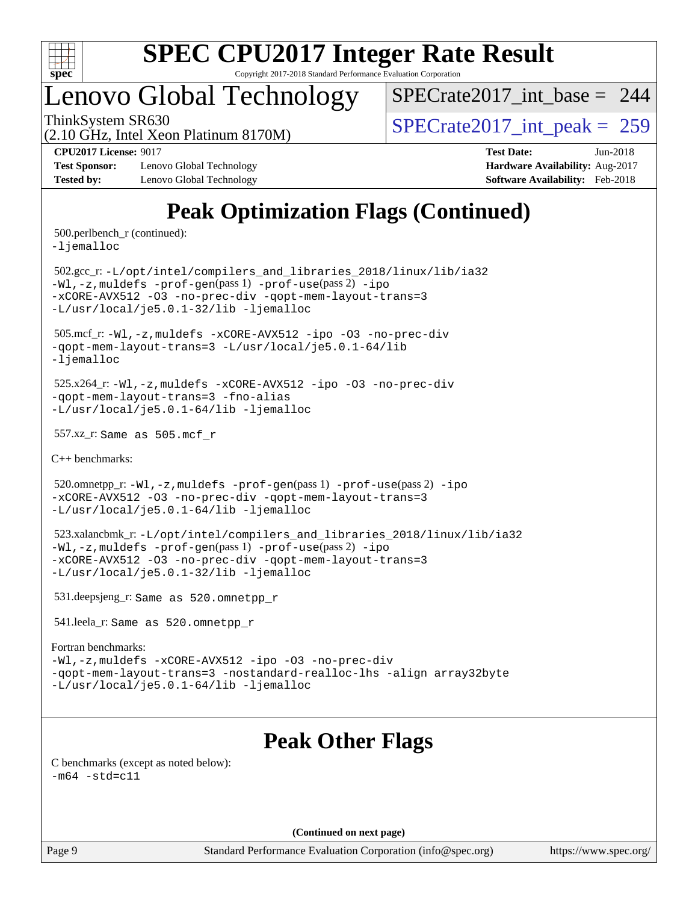# Peak Optimization Flags (Continued)

500.perlbench_r (continued):
-ljemalloc

502.gcc_r: -L/opt/intel/compilers_and_libraries_2018/linux/lib/ia32 -Wl,-z,muldefs -prof-gen(pass 1) -prof-use(pass 2) -ipo -xCORE-AVX512 -O3 -no-prec-div -qopt-mem-layout-trans=3 -L/usr/local/je5.0.1-32/lib -ljemalloc

505.mcf_r: -Wl,-z,muldefs -xCORE-AVX512 -ipo -O3 -no-prec-div -qopt-mem-layout-trans=3 -L/usr/local/je5.0.1-64/lib -ljemalloc

525.x264_r: -Wl,-z,muldefs -xCORE-AVX512 -ipo -O3 -no-prec-div -qopt-mem-layout-trans=3 -fno-alias -L/usr/local/je5.0.1-64/lib -ljemalloc

557.xz_r: Same as 505.mcf_r

C++ benchmarks:

520.omnetpp_r: -Wl,-z,muldefs -prof-gen(pass 1) -prof-use(pass 2) -ipo -xCORE-AVX512 -O3 -no-prec-div -qopt-mem-layout-trans=3 -L/usr/local/je5.0.1-64/lib -ljemalloc

523.xalancbmk_r: -L/opt/intel/compilers_and_libraries_2018/linux/lib/ia32 -Wl,-z,muldefs -prof-gen(pass 1) -prof-use(pass 2) -ipo -xCORE-AVX512 -O3 -no-prec-div -qopt-mem-layout-trans=3 -L/usr/local/je5.0.1-32/lib -ljemalloc

531.deepsjeng_r: Same as 520.omnetpp_r

541.leela_r: Same as 520.omnetpp_r

Fortran benchmarks:
-Wl,-z,muldefs -xCORE-AVX512 -ipo -O3 -no-prec-div -qopt-mem-layout-trans=3 -nostandard-realloc-lhs -align array32byte -L/usr/local/je5.0.1-64/lib -ljemalloc

# Peak Other Flags

C benchmarks (except as noted below):
-m64 -std=c11

**(Continued on next page)**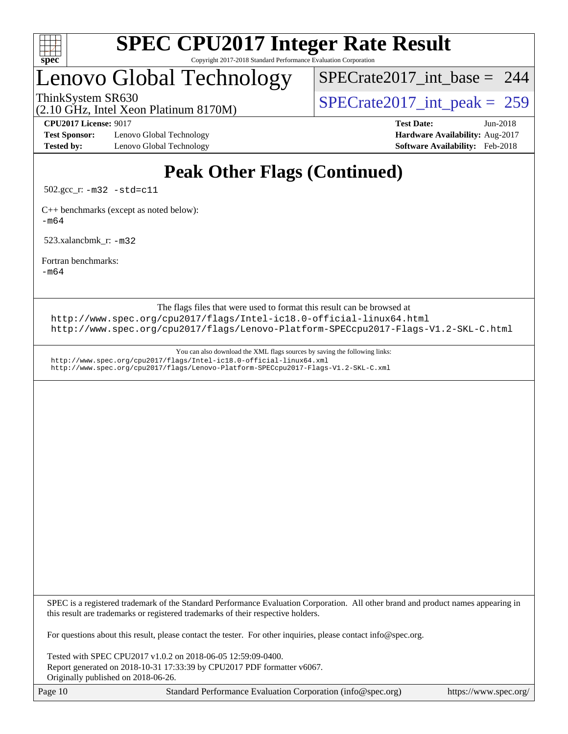# Peak Other Flags (Continued)

502.gcc_r: -m32 -std=c11

C++ benchmarks (except as noted below):
-m64

523.xalancbmk_r: -m32

Fortran benchmarks:
-m64

The flags files that were used to format this result can be browsed at
http://www.spec.org/cpu2017/flags/Intel-ic18.0-official-linux64.html
http://www.spec.org/cpu2017/flags/Lenovo-Platform-SPECcpu2017-Flags-V1.2-SKL-C.html

You can also download the XML flags sources by saving the following links:
http://www.spec.org/cpu2017/flags/Intel-ic18.0-official-linux64.xml
http://www.spec.org/cpu2017/flags/Lenovo-Platform-SPECcpu2017-Flags-V1.2-SKL-C.xml

SPEC is a registered trademark of the Standard Performance Evaluation Corporation. All other brand and product names appearing in this result are trademarks or registered trademarks of their respective holders.

For questions about this result, please contact the tester. For other inquiries, please contact info@spec.org.

Tested with SPEC CPU2017 v1.0.2 on 2018-06-05 12:59:09-0400.
Report generated on 2018-10-31 17:33:39 by CPU2017 PDF formatter v6067.
Originally published on 2018-06-26.